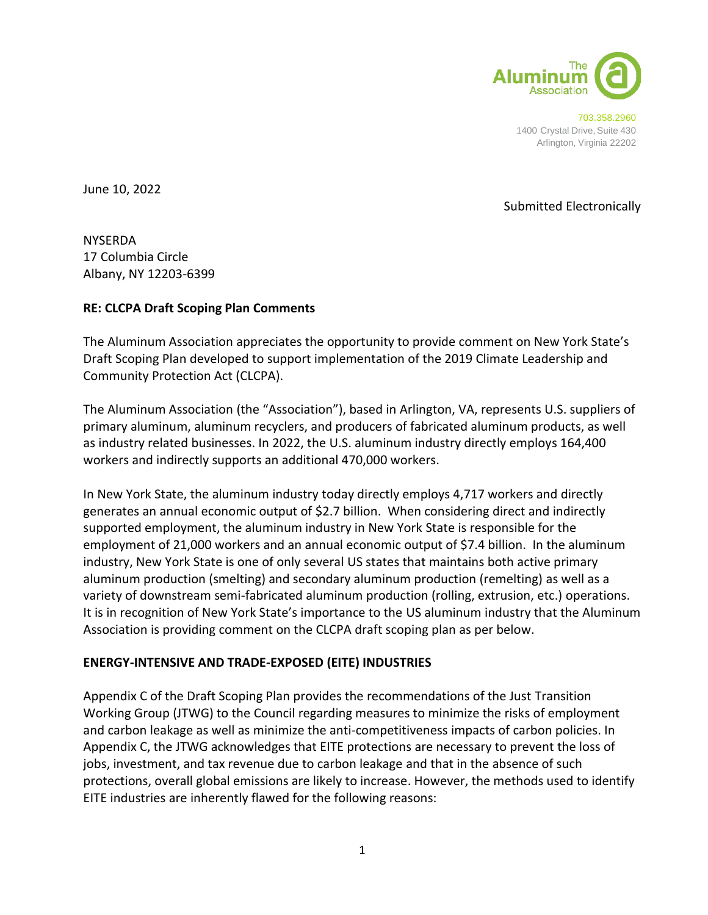The Aluminum Association

703.358.2960
1400 Crystal Drive, Suite 430
Arlington, Virginia 22202

June 10, 2022

Submitted Electronically

NYSERDA
17 Columbia Circle
Albany, NY 12203-6399

**RE: CLCPA Draft Scoping Plan Comments**

The Aluminum Association appreciates the opportunity to provide comment on New York State's Draft Scoping Plan developed to support implementation of the 2019 Climate Leadership and Community Protection Act (CLCPA).

The Aluminum Association (the "Association"), based in Arlington, VA, represents U.S. suppliers of primary aluminum, aluminum recyclers, and producers of fabricated aluminum products, as well as industry related businesses. In 2022, the U.S. aluminum industry directly employs 164,400 workers and indirectly supports an additional 470,000 workers.

In New York State, the aluminum industry today directly employs 4,717 workers and directly generates an annual economic output of $2.7 billion. When considering direct and indirectly supported employment, the aluminum industry in New York State is responsible for the employment of 21,000 workers and an annual economic output of $7.4 billion. In the aluminum industry, New York State is one of only several US states that maintains both active primary aluminum production (smelting) and secondary aluminum production (remelting) as well as a variety of downstream semi-fabricated aluminum production (rolling, extrusion, etc.) operations. It is in recognition of New York State's importance to the US aluminum industry that the Aluminum Association is providing comment on the CLCPA draft scoping plan as per below.

**ENERGY-INTENSIVE AND TRADE-EXPOSED (EITE) INDUSTRIES**

Appendix C of the Draft Scoping Plan provides the recommendations of the Just Transition Working Group (JTWG) to the Council regarding measures to minimize the risks of employment and carbon leakage as well as minimize the anti-competitiveness impacts of carbon policies. In Appendix C, the JTWG acknowledges that EITE protections are necessary to prevent the loss of jobs, investment, and tax revenue due to carbon leakage and that in the absence of such protections, overall global emissions are likely to increase. However, the methods used to identify EITE industries are inherently flawed for the following reasons: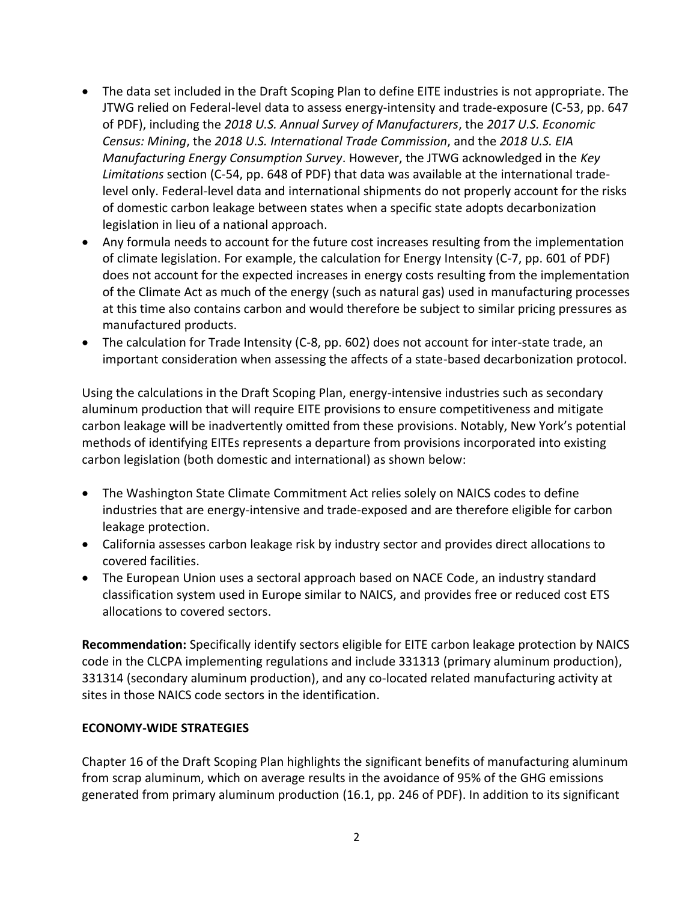- The data set included in the Draft Scoping Plan to define EITE industries is not appropriate. The JTWG relied on Federal-level data to assess energy-intensity and trade-exposure (C-53, pp. 647 of PDF), including the *2018 U.S. Annual Survey of Manufacturers*, the *2017 U.S. Economic Census: Mining*, the *2018 U.S. International Trade Commission*, and the *2018 U.S. EIA Manufacturing Energy Consumption Survey*. However, the JTWG acknowledged in the *Key Limitations* section (C-54, pp. 648 of PDF) that data was available at the international trade-level only. Federal-level data and international shipments do not properly account for the risks of domestic carbon leakage between states when a specific state adopts decarbonization legislation in lieu of a national approach.
- Any formula needs to account for the future cost increases resulting from the implementation of climate legislation. For example, the calculation for Energy Intensity (C-7, pp. 601 of PDF) does not account for the expected increases in energy costs resulting from the implementation of the Climate Act as much of the energy (such as natural gas) used in manufacturing processes at this time also contains carbon and would therefore be subject to similar pricing pressures as manufactured products.
- The calculation for Trade Intensity (C-8, pp. 602) does not account for inter-state trade, an important consideration when assessing the affects of a state-based decarbonization protocol.

Using the calculations in the Draft Scoping Plan, energy-intensive industries such as secondary aluminum production that will require EITE provisions to ensure competitiveness and mitigate carbon leakage will be inadvertently omitted from these provisions. Notably, New York's potential methods of identifying EITEs represents a departure from provisions incorporated into existing carbon legislation (both domestic and international) as shown below:

- The Washington State Climate Commitment Act relies solely on NAICS codes to define industries that are energy-intensive and trade-exposed and are therefore eligible for carbon leakage protection.
- California assesses carbon leakage risk by industry sector and provides direct allocations to covered facilities.
- The European Union uses a sectoral approach based on NACE Code, an industry standard classification system used in Europe similar to NAICS, and provides free or reduced cost ETS allocations to covered sectors.

**Recommendation:** Specifically identify sectors eligible for EITE carbon leakage protection by NAICS code in the CLCPA implementing regulations and include 331313 (primary aluminum production), 331314 (secondary aluminum production), and any co-located related manufacturing activity at sites in those NAICS code sectors in the identification.

**ECONOMY-WIDE STRATEGIES**

Chapter 16 of the Draft Scoping Plan highlights the significant benefits of manufacturing aluminum from scrap aluminum, which on average results in the avoidance of 95% of the GHG emissions generated from primary aluminum production (16.1, pp. 246 of PDF). In addition to its significant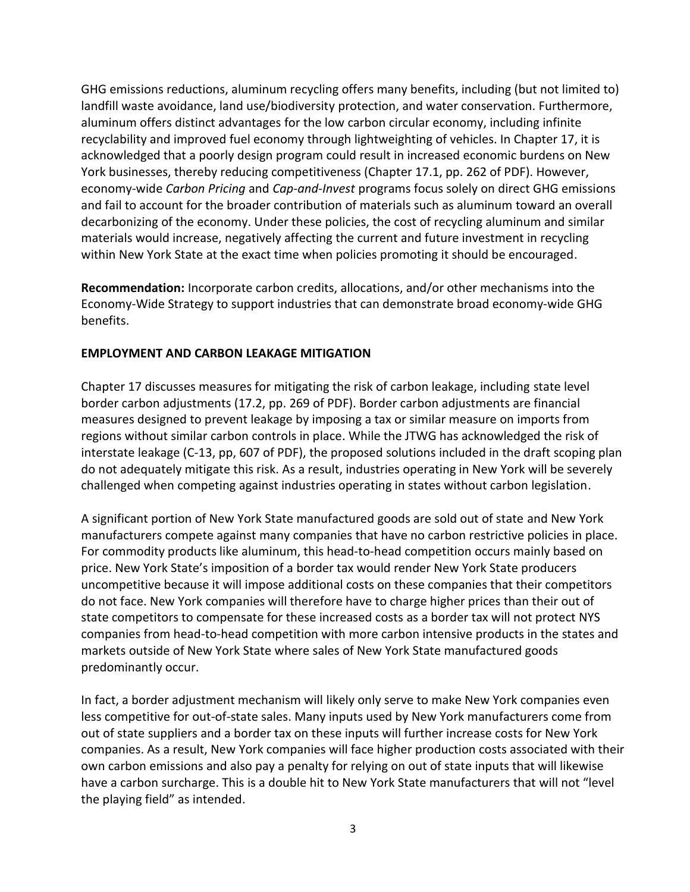GHG emissions reductions, aluminum recycling offers many benefits, including (but not limited to) landfill waste avoidance, land use/biodiversity protection, and water conservation. Furthermore, aluminum offers distinct advantages for the low carbon circular economy, including infinite recyclability and improved fuel economy through lightweighting of vehicles. In Chapter 17, it is acknowledged that a poorly design program could result in increased economic burdens on New York businesses, thereby reducing competitiveness (Chapter 17.1, pp. 262 of PDF). However, economy-wide *Carbon Pricing* and *Cap-and-Invest* programs focus solely on direct GHG emissions and fail to account for the broader contribution of materials such as aluminum toward an overall decarbonizing of the economy. Under these policies, the cost of recycling aluminum and similar materials would increase, negatively affecting the current and future investment in recycling within New York State at the exact time when policies promoting it should be encouraged.

**Recommendation:** Incorporate carbon credits, allocations, and/or other mechanisms into the Economy-Wide Strategy to support industries that can demonstrate broad economy-wide GHG benefits.

## EMPLOYMENT AND CARBON LEAKAGE MITIGATION

Chapter 17 discusses measures for mitigating the risk of carbon leakage, including state level border carbon adjustments (17.2, pp. 269 of PDF). Border carbon adjustments are financial measures designed to prevent leakage by imposing a tax or similar measure on imports from regions without similar carbon controls in place. While the JTWG has acknowledged the risk of interstate leakage (C-13, pp, 607 of PDF), the proposed solutions included in the draft scoping plan do not adequately mitigate this risk. As a result, industries operating in New York will be severely challenged when competing against industries operating in states without carbon legislation.

A significant portion of New York State manufactured goods are sold out of state and New York manufacturers compete against many companies that have no carbon restrictive policies in place. For commodity products like aluminum, this head-to-head competition occurs mainly based on price. New York State's imposition of a border tax would render New York State producers uncompetitive because it will impose additional costs on these companies that their competitors do not face. New York companies will therefore have to charge higher prices than their out of state competitors to compensate for these increased costs as a border tax will not protect NYS companies from head-to-head competition with more carbon intensive products in the states and markets outside of New York State where sales of New York State manufactured goods predominantly occur.

In fact, a border adjustment mechanism will likely only serve to make New York companies even less competitive for out-of-state sales. Many inputs used by New York manufacturers come from out of state suppliers and a border tax on these inputs will further increase costs for New York companies. As a result, New York companies will face higher production costs associated with their own carbon emissions and also pay a penalty for relying on out of state inputs that will likewise have a carbon surcharge. This is a double hit to New York State manufacturers that will not "level the playing field" as intended.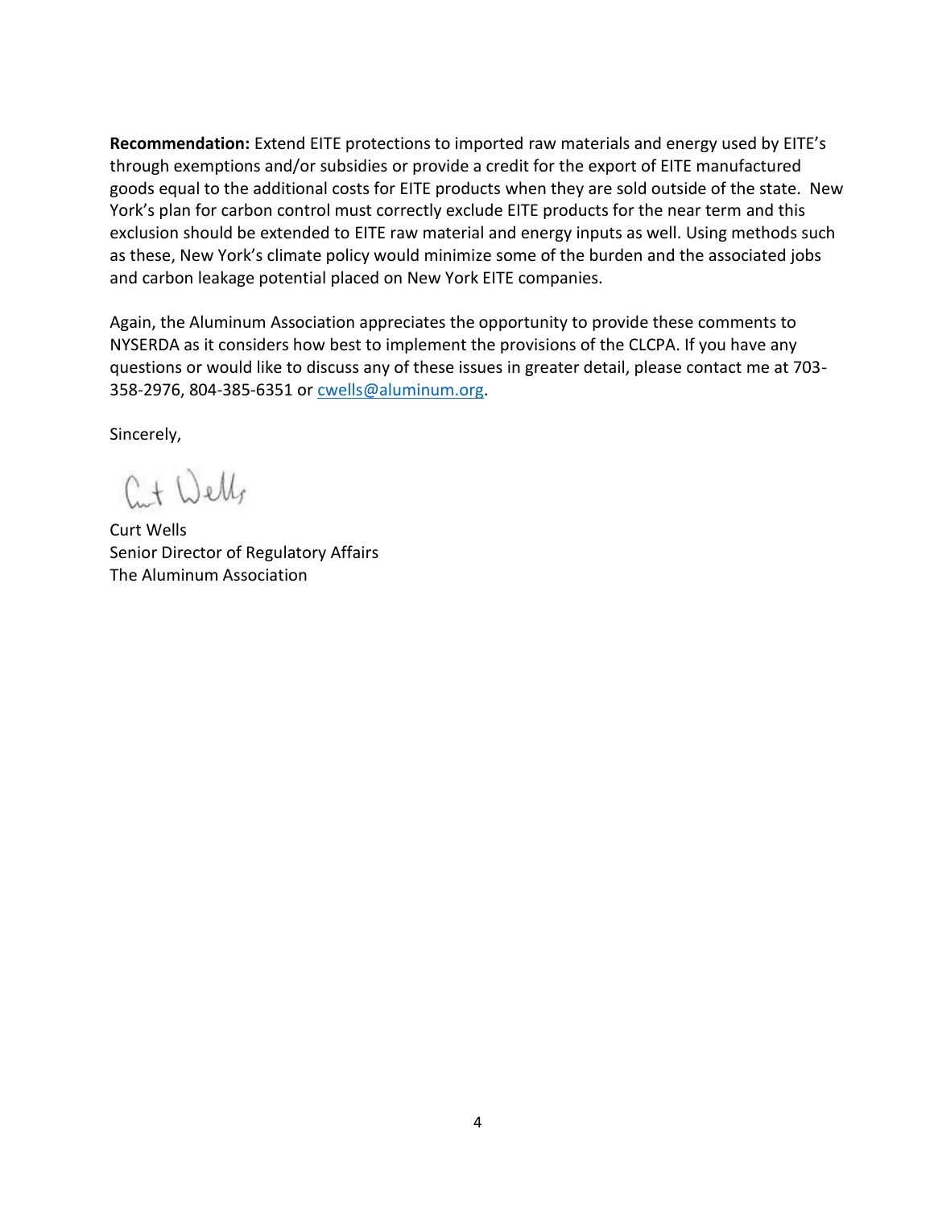**Recommendation:** Extend EITE protections to imported raw materials and energy used by EITE's through exemptions and/or subsidies or provide a credit for the export of EITE manufactured goods equal to the additional costs for EITE products when they are sold outside of the state. New York's plan for carbon control must correctly exclude EITE products for the near term and this exclusion should be extended to EITE raw material and energy inputs as well. Using methods such as these, New York's climate policy would minimize some of the burden and the associated jobs and carbon leakage potential placed on New York EITE companies.

Again, the Aluminum Association appreciates the opportunity to provide these comments to NYSERDA as it considers how best to implement the provisions of the CLCPA. If you have any questions or would like to discuss any of these issues in greater detail, please contact me at 703-358-2976, 804-385-6351 or cwells@aluminum.org.

Sincerely,

Curt Wells
Senior Director of Regulatory Affairs
The Aluminum Association